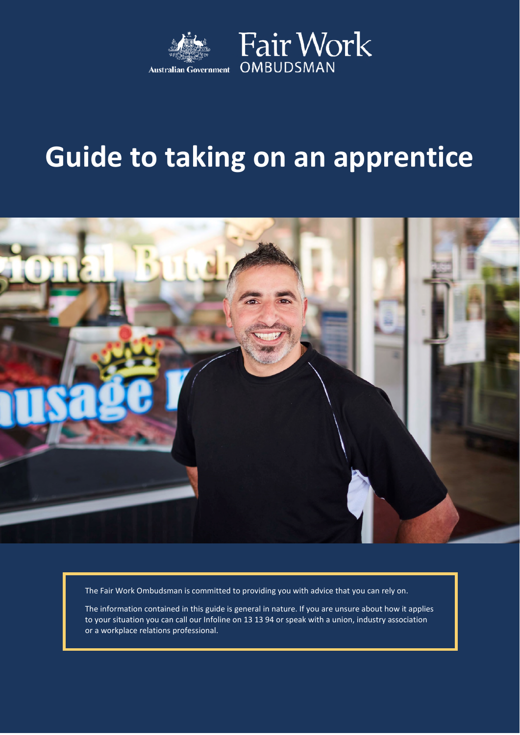Australian Government

Fair Work OMBUDSMAN

# Guide to taking on an apprentice

The Fair Work Ombudsman is committed to providing you with advice that you can rely on.

The information contained in this guide is general in nature. If you are unsure about how it applies to your situation you can call our Infoline on 13 13 94 or speak with a union, industry association or a workplace relations professional.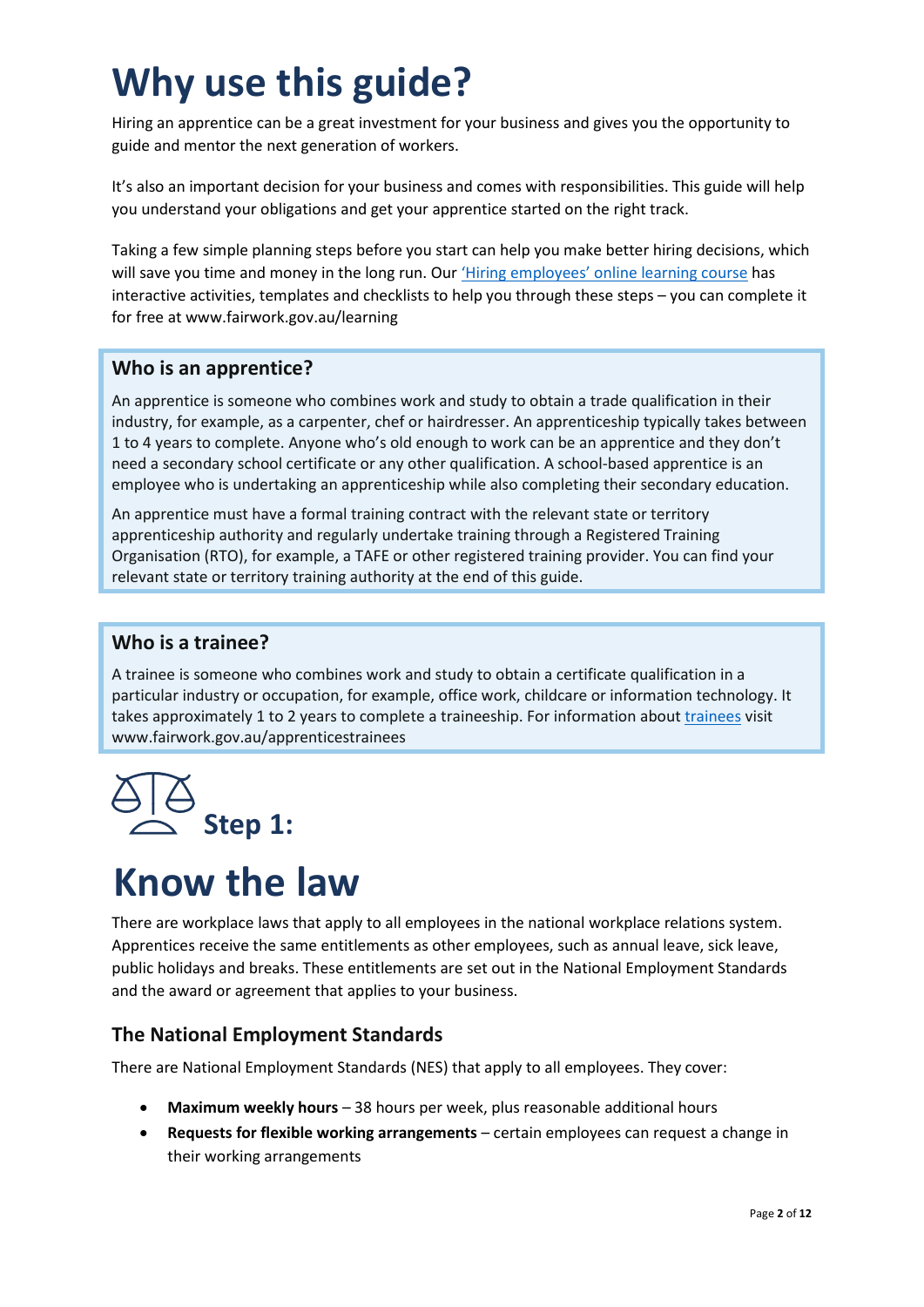# Why use this guide?

Hiring an apprentice can be a great investment for your business and gives you the opportunity to guide and mentor the next generation of workers.

It's also an important decision for your business and comes with responsibilities. This guide will help you understand your obligations and get your apprentice started on the right track.

Taking a few simple planning steps before you start can help you make better hiring decisions, which will save you time and money in the long run. Our 'Hiring employees' online learning course has interactive activities, templates and checklists to help you through these steps – you can complete it for free at www.fairwork.gov.au/learning

### Who is an apprentice?

An apprentice is someone who combines work and study to obtain a trade qualification in their industry, for example, as a carpenter, chef or hairdresser. An apprenticeship typically takes between 1 to 4 years to complete. Anyone who's old enough to work can be an apprentice and they don't need a secondary school certificate or any other qualification. A school-based apprentice is an employee who is undertaking an apprenticeship while also completing their secondary education.

An apprentice must have a formal training contract with the relevant state or territory apprenticeship authority and regularly undertake training through a Registered Training Organisation (RTO), for example, a TAFE or other registered training provider. You can find your relevant state or territory training authority at the end of this guide.

### Who is a trainee?

A trainee is someone who combines work and study to obtain a certificate qualification in a particular industry or occupation, for example, office work, childcare or information technology. It takes approximately 1 to 2 years to complete a traineeship. For information about trainees visit www.fairwork.gov.au/apprenticestrainees

## Step 1:

# Know the law

There are workplace laws that apply to all employees in the national workplace relations system. Apprentices receive the same entitlements as other employees, such as annual leave, sick leave, public holidays and breaks. These entitlements are set out in the National Employment Standards and the award or agreement that applies to your business.

### The National Employment Standards

There are National Employment Standards (NES) that apply to all employees. They cover:

- **Maximum weekly hours** – 38 hours per week, plus reasonable additional hours
- **Requests for flexible working arrangements** – certain employees can request a change in their working arrangements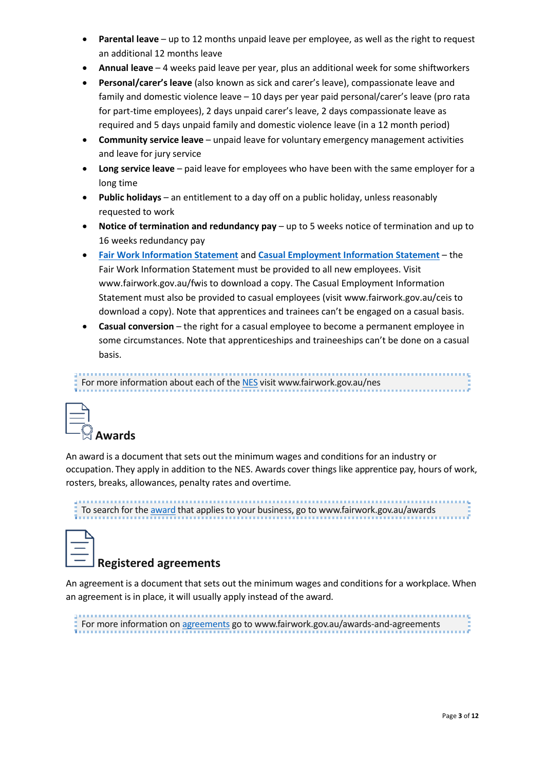- **Parental leave** – up to 12 months unpaid leave per employee, as well as the right to request an additional 12 months leave
- **Annual leave** – 4 weeks paid leave per year, plus an additional week for some shiftworkers
- **Personal/carer's leave** (also known as sick and carer's leave), compassionate leave and family and domestic violence leave – 10 days per year paid personal/carer's leave (pro rata for part-time employees), 2 days unpaid carer's leave, 2 days compassionate leave as required and 5 days unpaid family and domestic violence leave (in a 12 month period)
- **Community service leave** – unpaid leave for voluntary emergency management activities and leave for jury service
- **Long service leave** – paid leave for employees who have been with the same employer for a long time
- **Public holidays** – an entitlement to a day off on a public holiday, unless reasonably requested to work
- **Notice of termination and redundancy pay** – up to 5 weeks notice of termination and up to 16 weeks redundancy pay
- **Fair Work Information Statement** and **Casual Employment Information Statement** – the Fair Work Information Statement must be provided to all new employees. Visit www.fairwork.gov.au/fwis to download a copy. The Casual Employment Information Statement must also be provided to casual employees (visit www.fairwork.gov.au/ceis to download a copy). Note that apprentices and trainees can't be engaged on a casual basis.
- **Casual conversion** – the right for a casual employee to become a permanent employee in some circumstances. Note that apprenticeships and traineeships can't be done on a casual basis.

For more information about each of the NES visit www.fairwork.gov.au/nes

## Awards

An award is a document that sets out the minimum wages and conditions for an industry or occupation. They apply in addition to the NES. Awards cover things like apprentice pay, hours of work, rosters, breaks, allowances, penalty rates and overtime.

To search for the award that applies to your business, go to www.fairwork.gov.au/awards

## Registered agreements

An agreement is a document that sets out the minimum wages and conditions for a workplace. When an agreement is in place, it will usually apply instead of the award.

For more information on agreements go to www.fairwork.gov.au/awards-and-agreements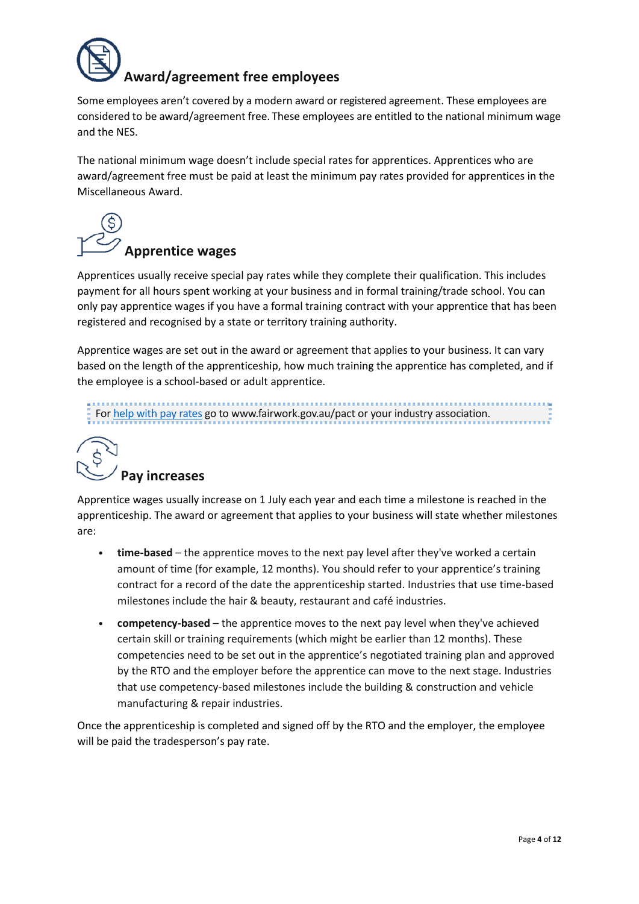## Award/agreement free employees

Some employees aren't covered by a modern award or registered agreement. These employees are considered to be award/agreement free. These employees are entitled to the national minimum wage and the NES.

The national minimum wage doesn't include special rates for apprentices. Apprentices who are award/agreement free must be paid at least the minimum pay rates provided for apprentices in the Miscellaneous Award.

## Apprentice wages

Apprentices usually receive special pay rates while they complete their qualification. This includes payment for all hours spent working at your business and in formal training/trade school. You can only pay apprentice wages if you have a formal training contract with your apprentice that has been registered and recognised by a state or territory training authority.

Apprentice wages are set out in the award or agreement that applies to your business. It can vary based on the length of the apprenticeship, how much training the apprentice has completed, and if the employee is a school-based or adult apprentice.

For help with pay rates go to www.fairwork.gov.au/pact or your industry association.

## Pay increases

Apprentice wages usually increase on 1 July each year and each time a milestone is reached in the apprenticeship. The award or agreement that applies to your business will state whether milestones are:

- **time-based** – the apprentice moves to the next pay level after they've worked a certain amount of time (for example, 12 months). You should refer to your apprentice's training contract for a record of the date the apprenticeship started. Industries that use time-based milestones include the hair & beauty, restaurant and café industries.
- **competency-based** – the apprentice moves to the next pay level when they've achieved certain skill or training requirements (which might be earlier than 12 months). These competencies need to be set out in the apprentice's negotiated training plan and approved by the RTO and the employer before the apprentice can move to the next stage. Industries that use competency-based milestones include the building & construction and vehicle manufacturing & repair industries.

Once the apprenticeship is completed and signed off by the RTO and the employer, the employee will be paid the tradesperson's pay rate.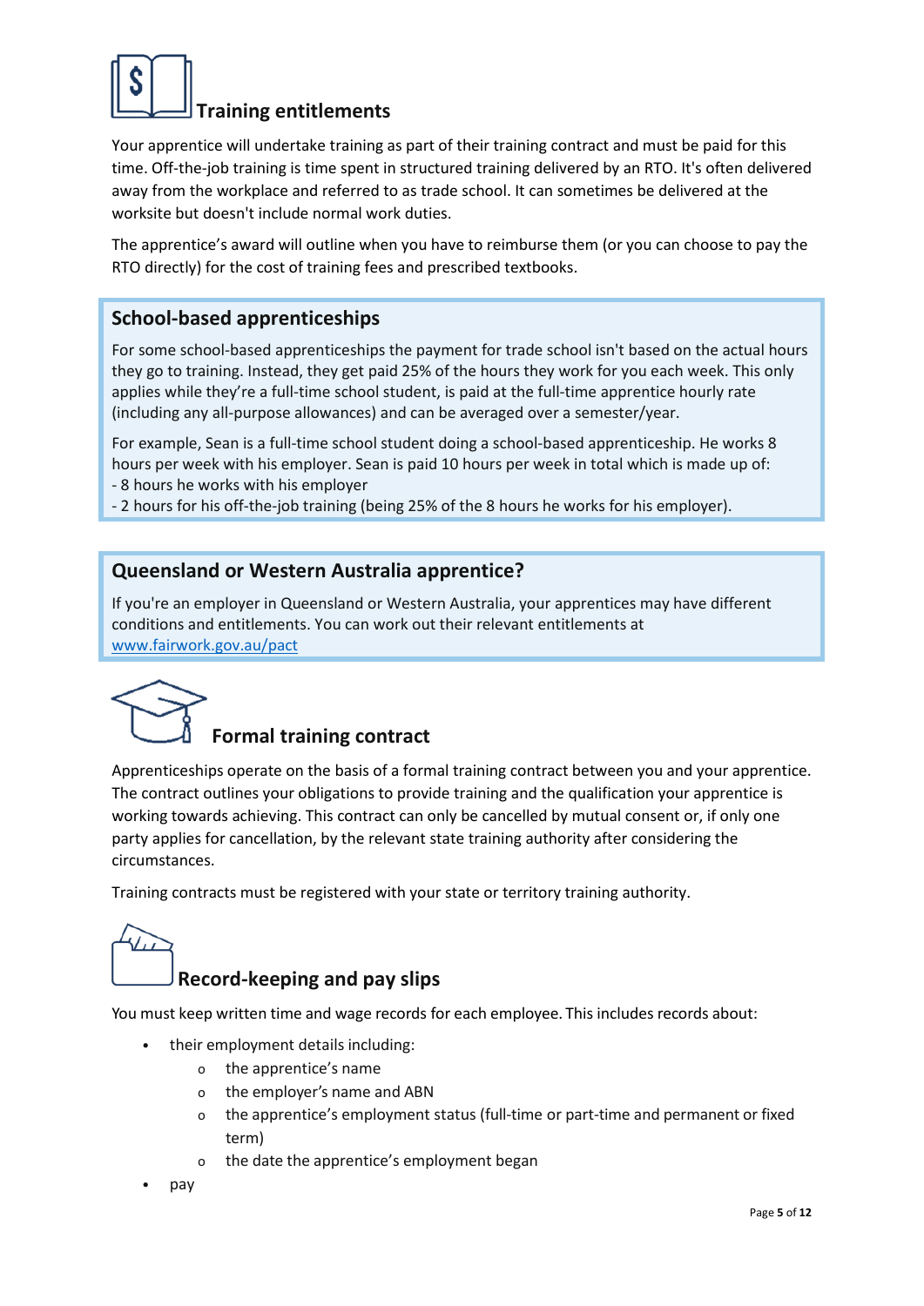## Training entitlements

Your apprentice will undertake training as part of their training contract and must be paid for this time. Off-the-job training is time spent in structured training delivered by an RTO. It's often delivered away from the workplace and referred to as trade school. It can sometimes be delivered at the worksite but doesn't include normal work duties.

The apprentice's award will outline when you have to reimburse them (or you can choose to pay the RTO directly) for the cost of training fees and prescribed textbooks.

### School-based apprenticeships

For some school-based apprenticeships the payment for trade school isn't based on the actual hours they go to training. Instead, they get paid 25% of the hours they work for you each week. This only applies while they're a full-time school student, is paid at the full-time apprentice hourly rate (including any all-purpose allowances) and can be averaged over a semester/year.

For example, Sean is a full-time school student doing a school-based apprenticeship. He works 8 hours per week with his employer. Sean is paid 10 hours per week in total which is made up of:
- 8 hours he works with his employer
- 2 hours for his off-the-job training (being 25% of the 8 hours he works for his employer).

### Queensland or Western Australia apprentice?

If you're an employer in Queensland or Western Australia, your apprentices may have different conditions and entitlements. You can work out their relevant entitlements at [www.fairwork.gov.au/pact](www.fairwork.gov.au/pact)

## Formal training contract

Apprenticeships operate on the basis of a formal training contract between you and your apprentice. The contract outlines your obligations to provide training and the qualification your apprentice is working towards achieving. This contract can only be cancelled by mutual consent or, if only one party applies for cancellation, by the relevant state training authority after considering the circumstances.

Training contracts must be registered with your state or territory training authority.

## Record-keeping and pay slips

You must keep written time and wage records for each employee. This includes records about:

- their employment details including:
  - the apprentice's name
  - the employer's name and ABN
  - the apprentice's employment status (full-time or part-time and permanent or fixed term)
  - the date the apprentice's employment began
- pay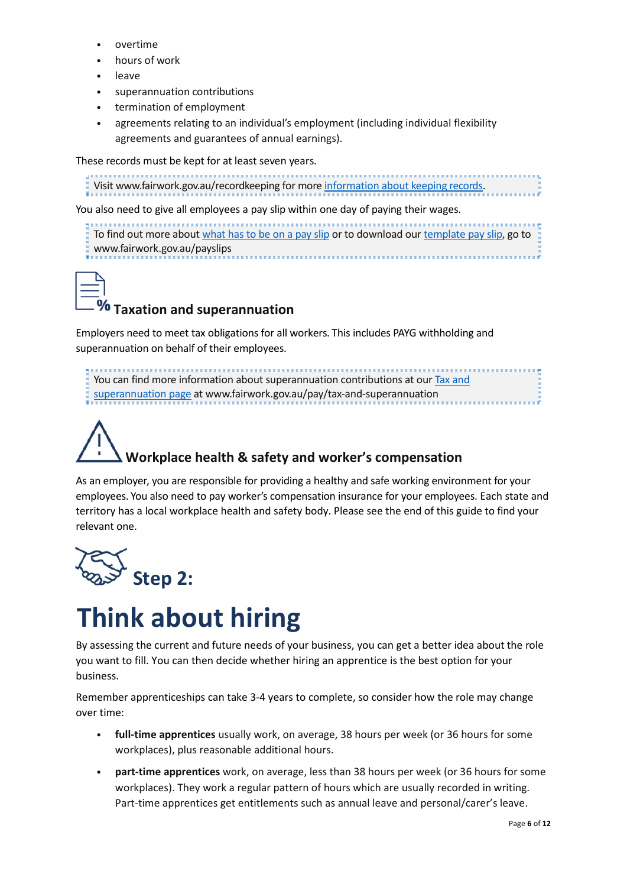- overtime
- hours of work
- leave
- superannuation contributions
- termination of employment
- agreements relating to an individual's employment (including individual flexibility agreements and guarantees of annual earnings).

These records must be kept for at least seven years.

> Visit www.fairwork.gov.au/recordkeeping for more information about keeping records.

You also need to give all employees a pay slip within one day of paying their wages.

> To find out more about what has to be on a pay slip or to download our template pay slip, go to www.fairwork.gov.au/payslips

### Taxation and superannuation

Employers need to meet tax obligations for all workers. This includes PAYG withholding and superannuation on behalf of their employees.

> You can find more information about superannuation contributions at our Tax and superannuation page at www.fairwork.gov.au/pay/tax-and-superannuation

### Workplace health & safety and worker's compensation

As an employer, you are responsible for providing a healthy and safe working environment for your employees. You also need to pay worker's compensation insurance for your employees. Each state and territory has a local workplace health and safety body. Please see the end of this guide to find your relevant one.

## Step 2:

# Think about hiring

By assessing the current and future needs of your business, you can get a better idea about the role you want to fill. You can then decide whether hiring an apprentice is the best option for your business.

Remember apprenticeships can take 3-4 years to complete, so consider how the role may change over time:

- **full-time apprentices** usually work, on average, 38 hours per week (or 36 hours for some workplaces), plus reasonable additional hours.
- **part-time apprentices** work, on average, less than 38 hours per week (or 36 hours for some workplaces). They work a regular pattern of hours which are usually recorded in writing. Part-time apprentices get entitlements such as annual leave and personal/carer's leave.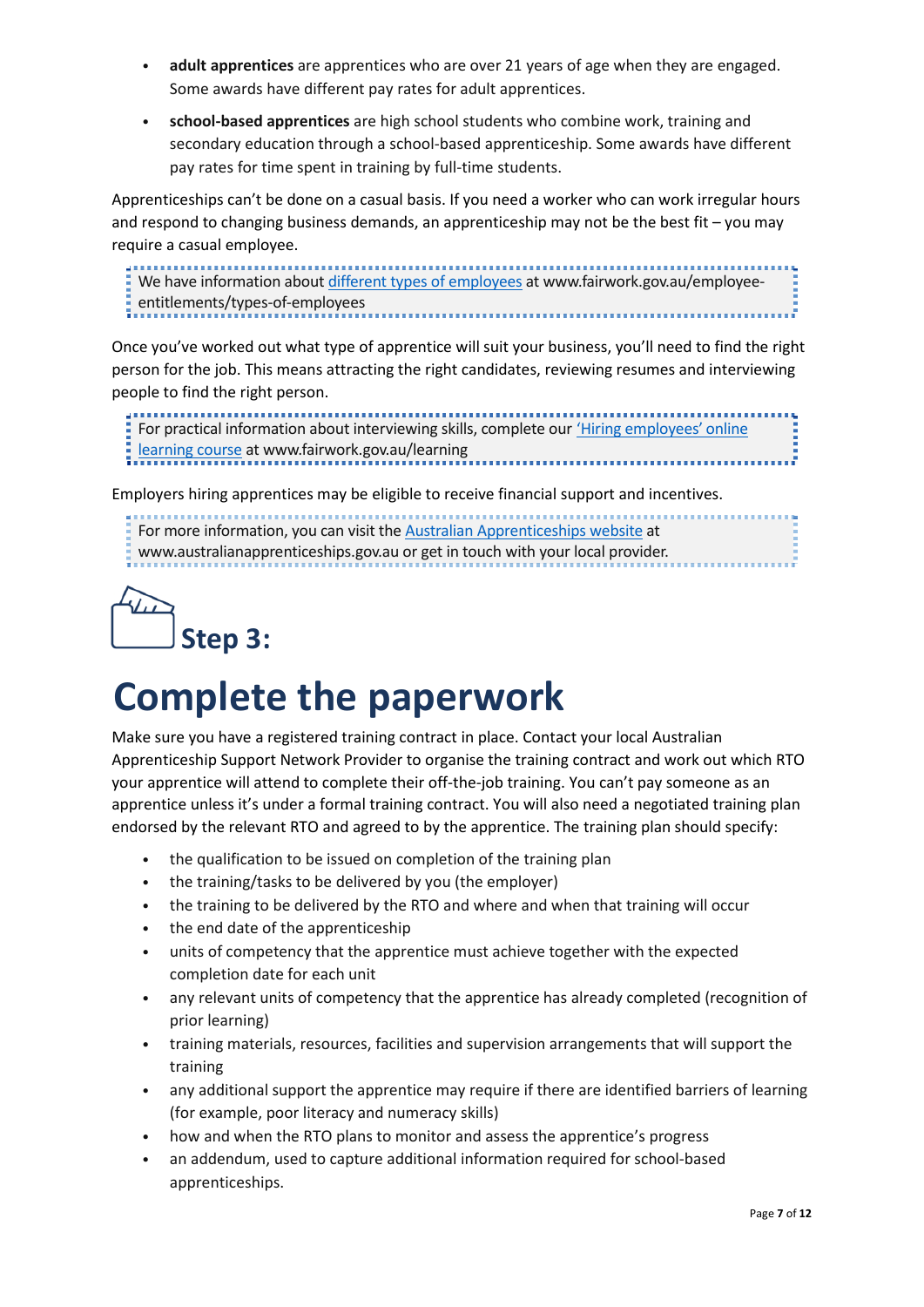- **adult apprentices** are apprentices who are over 21 years of age when they are engaged. Some awards have different pay rates for adult apprentices.
- **school-based apprentices** are high school students who combine work, training and secondary education through a school-based apprenticeship. Some awards have different pay rates for time spent in training by full-time students.

Apprenticeships can't be done on a casual basis. If you need a worker who can work irregular hours and respond to changing business demands, an apprenticeship may not be the best fit – you may require a casual employee.

> We have information about [different types of employees](www.fairwork.gov.au/employee-entitlements/types-of-employees) at www.fairwork.gov.au/employee-entitlements/types-of-employees

Once you've worked out what type of apprentice will suit your business, you'll need to find the right person for the job. This means attracting the right candidates, reviewing resumes and interviewing people to find the right person.

> For practical information about interviewing skills, complete our ['Hiring employees' online learning course](www.fairwork.gov.au/learning) at www.fairwork.gov.au/learning

Employers hiring apprentices may be eligible to receive financial support and incentives.

> For more information, you can visit the [Australian Apprenticeships website](www.australianapprenticeships.gov.au) at www.australianapprenticeships.gov.au or get in touch with your local provider.

## Step 3:

# Complete the paperwork

Make sure you have a registered training contract in place. Contact your local Australian Apprenticeship Support Network Provider to organise the training contract and work out which RTO your apprentice will attend to complete their off-the-job training. You can't pay someone as an apprentice unless it's under a formal training contract. You will also need a negotiated training plan endorsed by the relevant RTO and agreed to by the apprentice. The training plan should specify:

- the qualification to be issued on completion of the training plan
- the training/tasks to be delivered by you (the employer)
- the training to be delivered by the RTO and where and when that training will occur
- the end date of the apprenticeship
- units of competency that the apprentice must achieve together with the expected completion date for each unit
- any relevant units of competency that the apprentice has already completed (recognition of prior learning)
- training materials, resources, facilities and supervision arrangements that will support the training
- any additional support the apprentice may require if there are identified barriers of learning (for example, poor literacy and numeracy skills)
- how and when the RTO plans to monitor and assess the apprentice's progress
- an addendum, used to capture additional information required for school-based apprenticeships.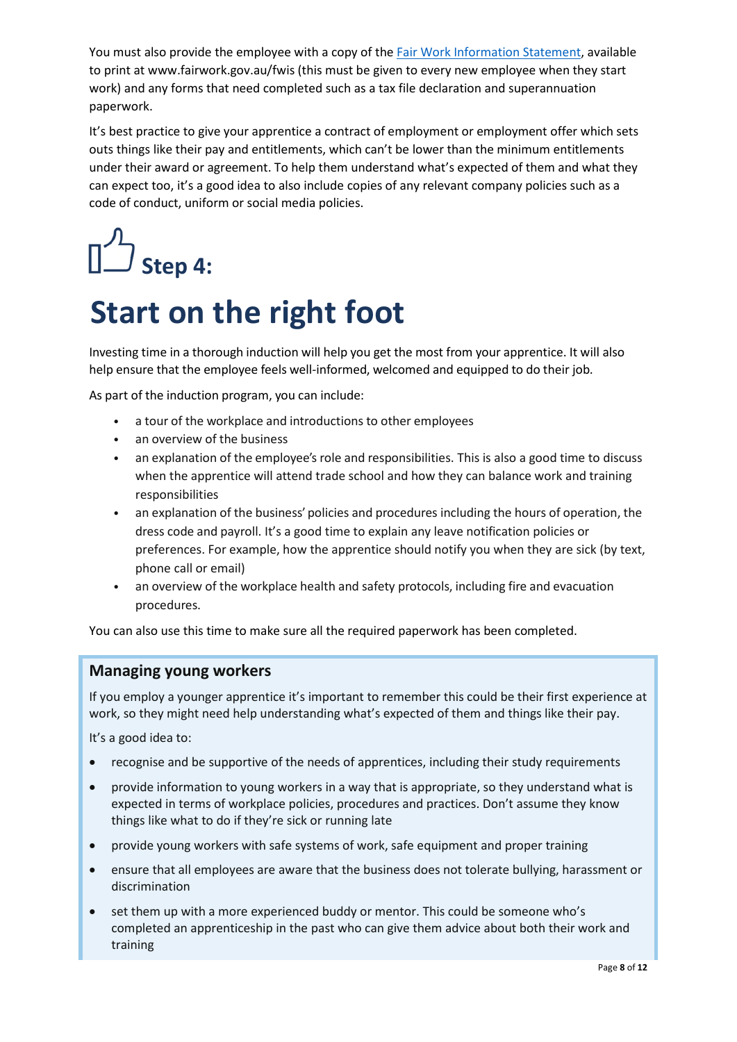You must also provide the employee with a copy of the [Fair Work Information Statement](https://www.fairwork.gov.au/fwis), available to print at www.fairwork.gov.au/fwis (this must be given to every new employee when they start work) and any forms that need completed such as a tax file declaration and superannuation paperwork.

It's best practice to give your apprentice a contract of employment or employment offer which sets outs things like their pay and entitlements, which can't be lower than the minimum entitlements under their award or agreement. To help them understand what's expected of them and what they can expect too, it's a good idea to also include copies of any relevant company policies such as a code of conduct, uniform or social media policies.

## Step 4:

# Start on the right foot

Investing time in a thorough induction will help you get the most from your apprentice. It will also help ensure that the employee feels well-informed, welcomed and equipped to do their job.

As part of the induction program, you can include:

- a tour of the workplace and introductions to other employees
- an overview of the business
- an explanation of the employee's role and responsibilities. This is also a good time to discuss when the apprentice will attend trade school and how they can balance work and training responsibilities
- an explanation of the business' policies and procedures including the hours of operation, the dress code and payroll. It's a good time to explain any leave notification policies or preferences. For example, how the apprentice should notify you when they are sick (by text, phone call or email)
- an overview of the workplace health and safety protocols, including fire and evacuation procedures.

You can also use this time to make sure all the required paperwork has been completed.

### Managing young workers

If you employ a younger apprentice it's important to remember this could be their first experience at work, so they might need help understanding what's expected of them and things like their pay.

It's a good idea to:

- recognise and be supportive of the needs of apprentices, including their study requirements
- provide information to young workers in a way that is appropriate, so they understand what is expected in terms of workplace policies, procedures and practices. Don't assume they know things like what to do if they're sick or running late
- provide young workers with safe systems of work, safe equipment and proper training
- ensure that all employees are aware that the business does not tolerate bullying, harassment or discrimination
- set them up with a more experienced buddy or mentor. This could be someone who's completed an apprenticeship in the past who can give them advice about both their work and training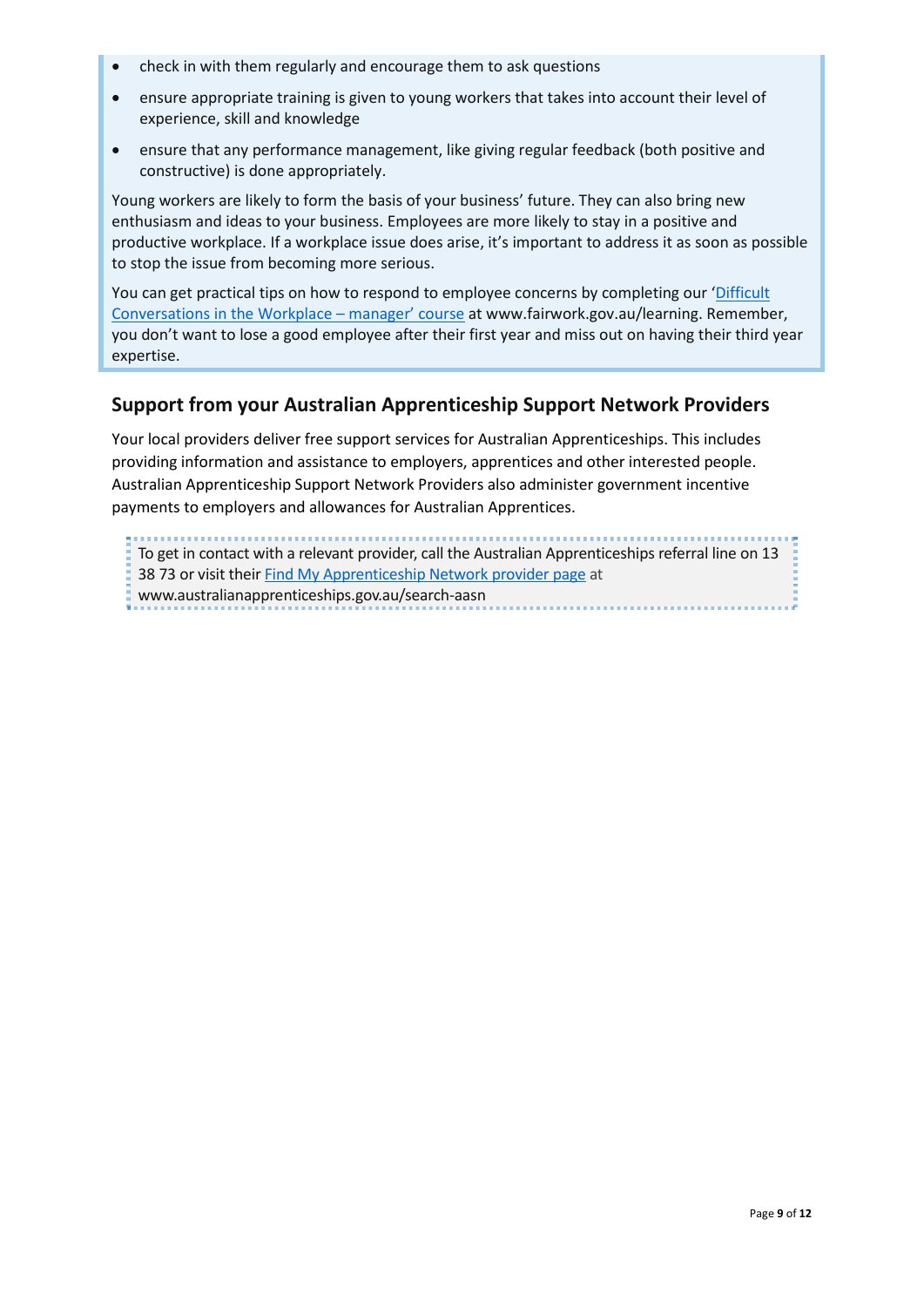- check in with them regularly and encourage them to ask questions
- ensure appropriate training is given to young workers that takes into account their level of experience, skill and knowledge
- ensure that any performance management, like giving regular feedback (both positive and constructive) is done appropriately.

Young workers are likely to form the basis of your business' future. They can also bring new enthusiasm and ideas to your business. Employees are more likely to stay in a positive and productive workplace. If a workplace issue does arise, it's important to address it as soon as possible to stop the issue from becoming more serious.

You can get practical tips on how to respond to employee concerns by completing our 'Difficult Conversations in the Workplace – manager' course at www.fairwork.gov.au/learning. Remember, you don't want to lose a good employee after their first year and miss out on having their third year expertise.

## Support from your Australian Apprenticeship Support Network Providers

Your local providers deliver free support services for Australian Apprenticeships. This includes providing information and assistance to employers, apprentices and other interested people. Australian Apprenticeship Support Network Providers also administer government incentive payments to employers and allowances for Australian Apprentices.

To get in contact with a relevant provider, call the Australian Apprenticeships referral line on 13 38 73 or visit their Find My Apprenticeship Network provider page at www.australianapprenticeships.gov.au/search-aasn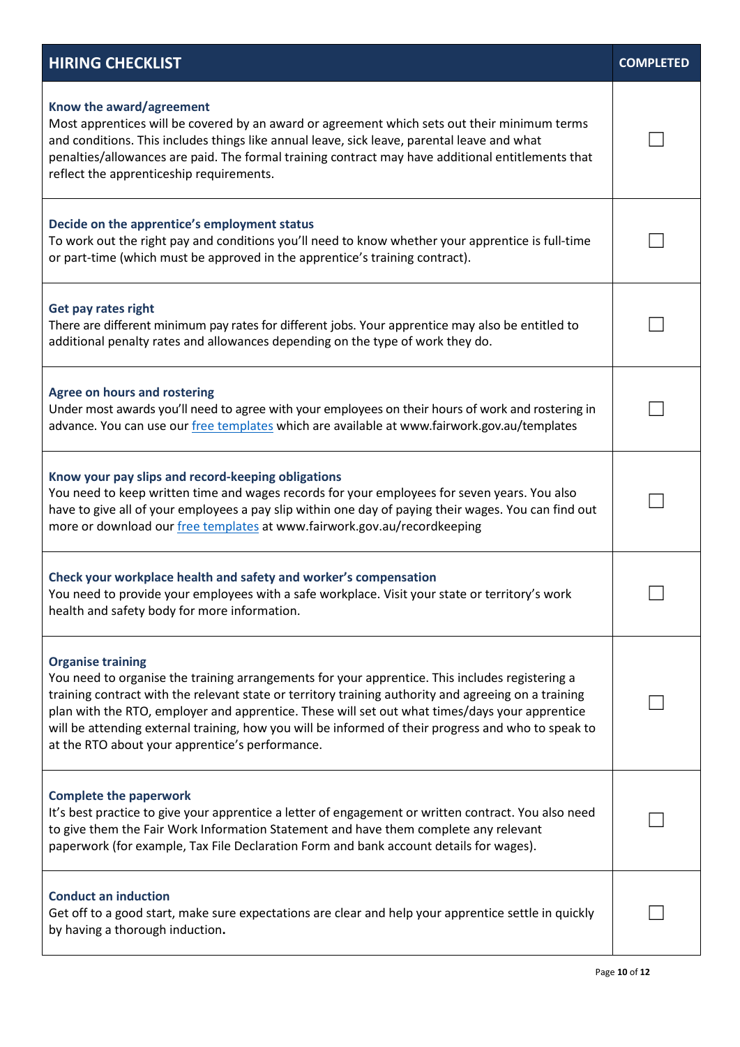| HIRING CHECKLIST | COMPLETED |
| --- | --- |
| **Know the award/agreement**<br>Most apprentices will be covered by an award or agreement which sets out their minimum terms and conditions. This includes things like annual leave, sick leave, parental leave and what penalties/allowances are paid. The formal training contract may have additional entitlements that reflect the apprenticeship requirements. | ☐ |
| **Decide on the apprentice's employment status**<br>To work out the right pay and conditions you'll need to know whether your apprentice is full-time or part-time (which must be approved in the apprentice's training contract). | ☐ |
| **Get pay rates right**<br>There are different minimum pay rates for different jobs. Your apprentice may also be entitled to additional penalty rates and allowances depending on the type of work they do. | ☐ |
| **Agree on hours and rostering**<br>Under most awards you'll need to agree with your employees on their hours of work and rostering in advance. You can use our free templates which are available at www.fairwork.gov.au/templates | ☐ |
| **Know your pay slips and record-keeping obligations**<br>You need to keep written time and wages records for your employees for seven years. You also have to give all of your employees a pay slip within one day of paying their wages. You can find out more or download our free templates at www.fairwork.gov.au/recordkeeping | ☐ |
| **Check your workplace health and safety and worker's compensation**<br>You need to provide your employees with a safe workplace. Visit your state or territory's work health and safety body for more information. | ☐ |
| **Organise training**<br>You need to organise the training arrangements for your apprentice. This includes registering a training contract with the relevant state or territory training authority and agreeing on a training plan with the RTO, employer and apprentice. These will set out what times/days your apprentice will be attending external training, how you will be informed of their progress and who to speak to at the RTO about your apprentice's performance. | ☐ |
| **Complete the paperwork**<br>It's best practice to give your apprentice a letter of engagement or written contract. You also need to give them the Fair Work Information Statement and have them complete any relevant paperwork (for example, Tax File Declaration Form and bank account details for wages). | ☐ |
| **Conduct an induction**<br>Get off to a good start, make sure expectations are clear and help your apprentice settle in quickly by having a thorough induction**.** | ☐ |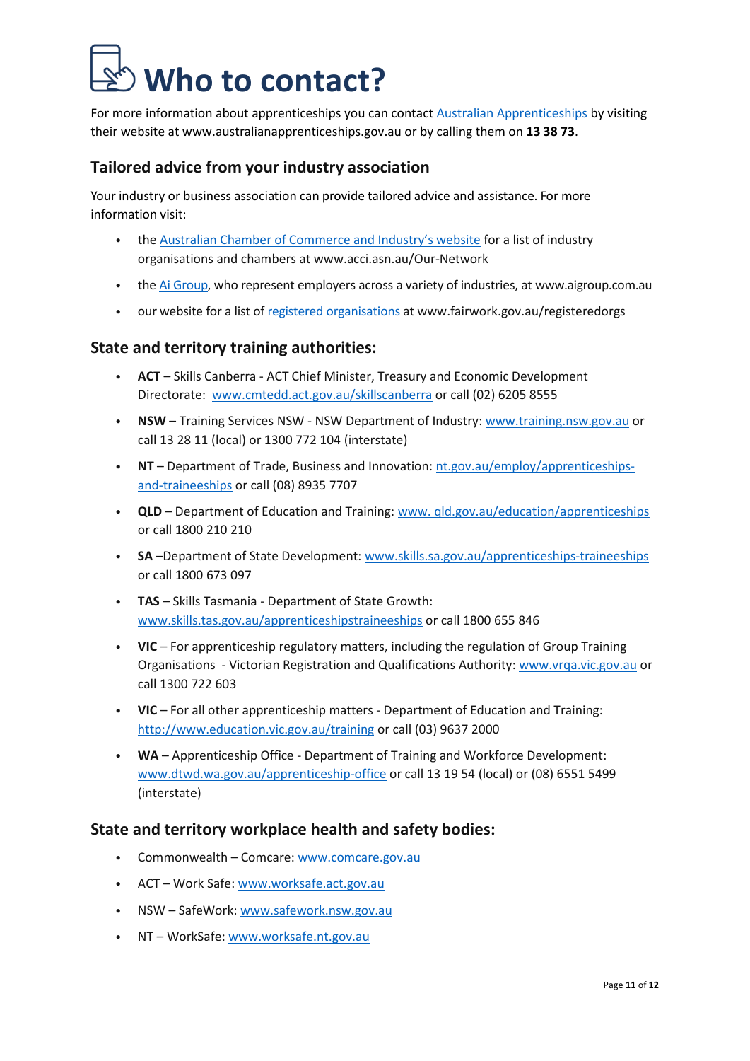# Who to contact?

For more information about apprenticeships you can contact Australian Apprenticeships by visiting their website at www.australianapprenticeships.gov.au or by calling them on **13 38 73**.

## Tailored advice from your industry association

Your industry or business association can provide tailored advice and assistance. For more information visit:

- the Australian Chamber of Commerce and Industry's website for a list of industry organisations and chambers at www.acci.asn.au/Our-Network
- the Ai Group, who represent employers across a variety of industries, at www.aigroup.com.au
- our website for a list of registered organisations at www.fairwork.gov.au/registeredorgs

## State and territory training authorities:

- **ACT** – Skills Canberra - ACT Chief Minister, Treasury and Economic Development Directorate: www.cmtedd.act.gov.au/skillscanberra or call (02) 6205 8555
- **NSW** – Training Services NSW - NSW Department of Industry: www.training.nsw.gov.au or call 13 28 11 (local) or 1300 772 104 (interstate)
- **NT** – Department of Trade, Business and Innovation: nt.gov.au/employ/apprenticeships-and-traineeships or call (08) 8935 7707
- **QLD** – Department of Education and Training: www. qld.gov.au/education/apprenticeships or call 1800 210 210
- **SA** –Department of State Development: www.skills.sa.gov.au/apprenticeships-traineeships or call 1800 673 097
- **TAS** – Skills Tasmania - Department of State Growth: www.skills.tas.gov.au/apprenticeshipstraineeships or call 1800 655 846
- **VIC** – For apprenticeship regulatory matters, including the regulation of Group Training Organisations - Victorian Registration and Qualifications Authority: www.vrqa.vic.gov.au or call 1300 722 603
- **VIC** – For all other apprenticeship matters - Department of Education and Training: http://www.education.vic.gov.au/training or call (03) 9637 2000
- **WA** – Apprenticeship Office - Department of Training and Workforce Development: www.dtwd.wa.gov.au/apprenticeship-office or call 13 19 54 (local) or (08) 6551 5499 (interstate)

## State and territory workplace health and safety bodies:

- Commonwealth – Comcare: www.comcare.gov.au
- ACT – Work Safe: www.worksafe.act.gov.au
- NSW – SafeWork: www.safework.nsw.gov.au
- NT – WorkSafe: www.worksafe.nt.gov.au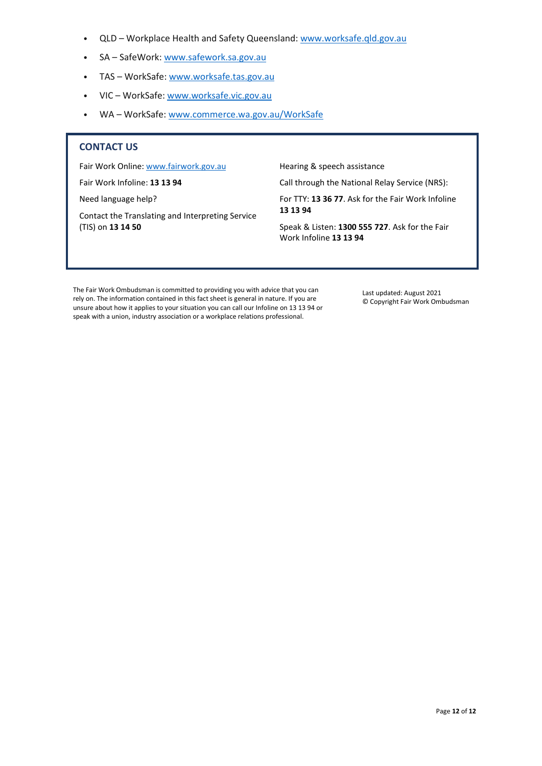- QLD – Workplace Health and Safety Queensland: www.worksafe.qld.gov.au
- SA – SafeWork: www.safework.sa.gov.au
- TAS – WorkSafe: www.worksafe.tas.gov.au
- VIC – WorkSafe: www.worksafe.vic.gov.au
- WA – WorkSafe: www.commerce.wa.gov.au/WorkSafe

## CONTACT US

Fair Work Online: www.fairwork.gov.au

Fair Work Infoline: **13 13 94**

Need language help?

Contact the Translating and Interpreting Service (TIS) on **13 14 50**

Hearing & speech assistance

Call through the National Relay Service (NRS):

For TTY: **13 36 77**. Ask for the Fair Work Infoline **13 13 94**

Speak & Listen: **1300 555 727**. Ask for the Fair Work Infoline **13 13 94**

The Fair Work Ombudsman is committed to providing you with advice that you can rely on. The information contained in this fact sheet is general in nature. If you are unsure about how it applies to your situation you can call our Infoline on 13 13 94 or speak with a union, industry association or a workplace relations professional.

Last updated: August 2021
© Copyright Fair Work Ombudsman